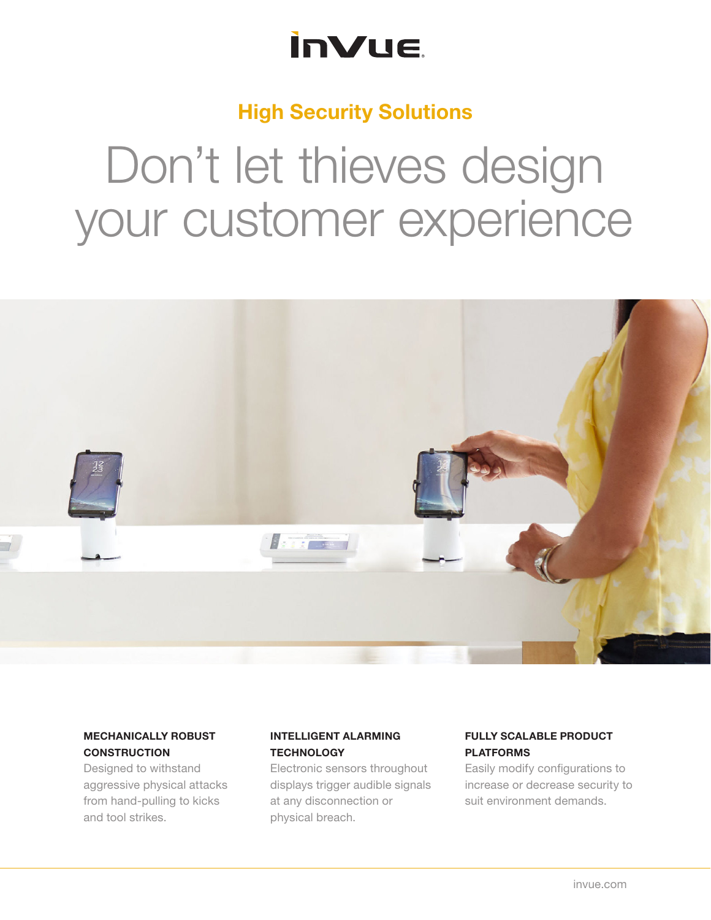InVue

## High Security Solutions

# Don't let thieves design your customer experience

**MECHANICALLY ROBUST CONSTRUCTION**
Designed to withstand aggressive physical attacks from hand-pulling to kicks and tool strikes.

**INTELLIGENT ALARMING TECHNOLOGY**
Electronic sensors throughout displays trigger audible signals at any disconnection or physical breach.

**FULLY SCALABLE PRODUCT PLATFORMS**
Easily modify configurations to increase or decrease security to suit environment demands.

invue.com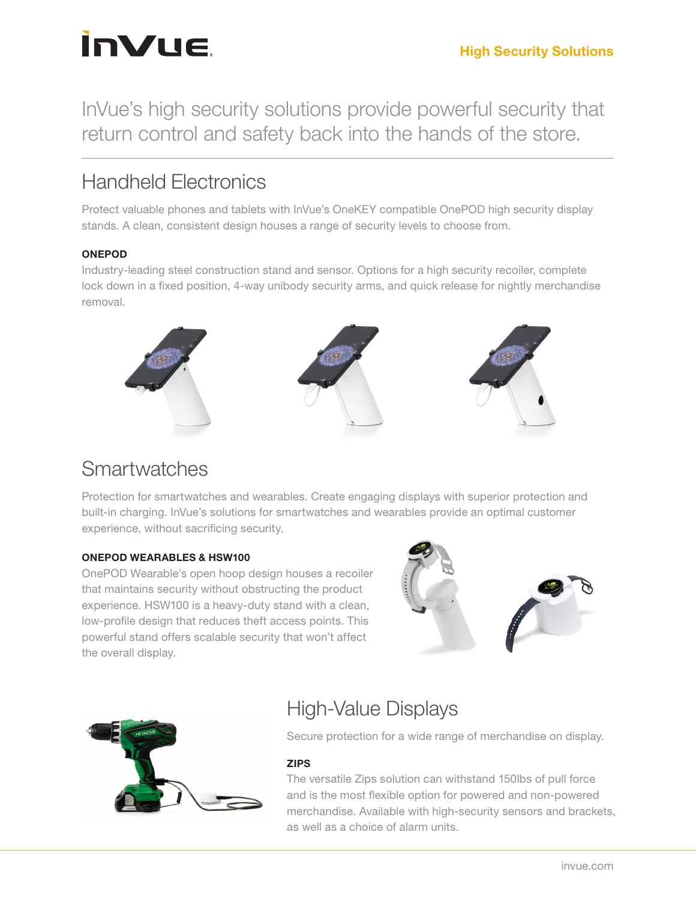# High Security Solutions

InVue's high security solutions provide powerful security that return control and safety back into the hands of the store.

## Handheld Electronics

Protect valuable phones and tablets with InVue's OneKEY compatible OnePOD high security display stands. A clean, consistent design houses a range of security levels to choose from.

**ONEPOD**

Industry-leading steel construction stand and sensor. Options for a high security recoiler, complete lock down in a fixed position, 4-way unibody security arms, and quick release for nightly merchandise removal.

## Smartwatches

Protection for smartwatches and wearables. Create engaging displays with superior protection and built-in charging. InVue's solutions for smartwatches and wearables provide an optimal customer experience, without sacrificing security.

**ONEPOD WEARABLES & HSW100**

OnePOD Wearable's open hoop design houses a recoiler that maintains security without obstructing the product experience. HSW100 is a heavy-duty stand with a clean, low-profile design that reduces theft access points. This powerful stand offers scalable security that won't affect the overall display.

## High-Value Displays

Secure protection for a wide range of merchandise on display.

**ZIPS**

The versatile Zips solution can withstand 150lbs of pull force and is the most flexible option for powered and non-powered merchandise. Available with high-security sensors and brackets, as well as a choice of alarm units.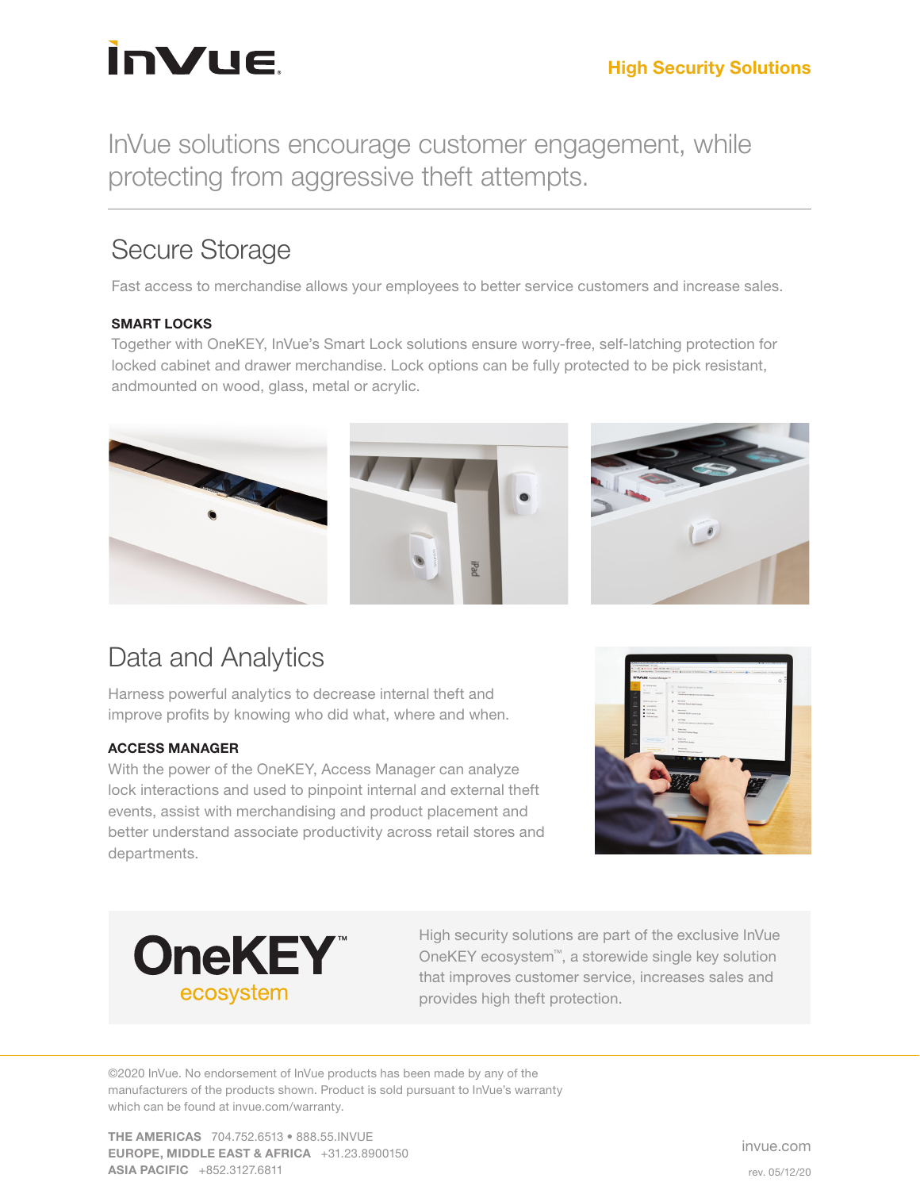InVue

**High Security Solutions**

InVue solutions encourage customer engagement, while protecting from aggressive theft attempts.

## Secure Storage

Fast access to merchandise allows your employees to better service customers and increase sales.

**SMART LOCKS**

Together with OneKEY, InVue's Smart Lock solutions ensure worry-free, self-latching protection for locked cabinet and drawer merchandise. Lock options can be fully protected to be pick resistant, andmounted on wood, glass, metal or acrylic.

## Data and Analytics

Harness powerful analytics to decrease internal theft and improve profits by knowing who did what, where and when.

**ACCESS MANAGER**

With the power of the OneKEY, Access Manager can analyze lock interactions and used to pinpoint internal and external theft events, assist with merchandising and product placement and better understand associate productivity across retail stores and departments.

OneKEY™ ecosystem

High security solutions are part of the exclusive InVue OneKEY ecosystem™, a storewide single key solution that improves customer service, increases sales and provides high theft protection.

©2020 InVue. No endorsement of InVue products has been made by any of the manufacturers of the products shown. Product is sold pursuant to InVue's warranty which can be found at invue.com/warranty.

**THE AMERICAS** 704.752.6513 • 888.55.INVUE
**EUROPE, MIDDLE EAST & AFRICA** +31.23.8900150
**ASIA PACIFIC** +852.3127.6811

invue.com

rev. 05/12/20